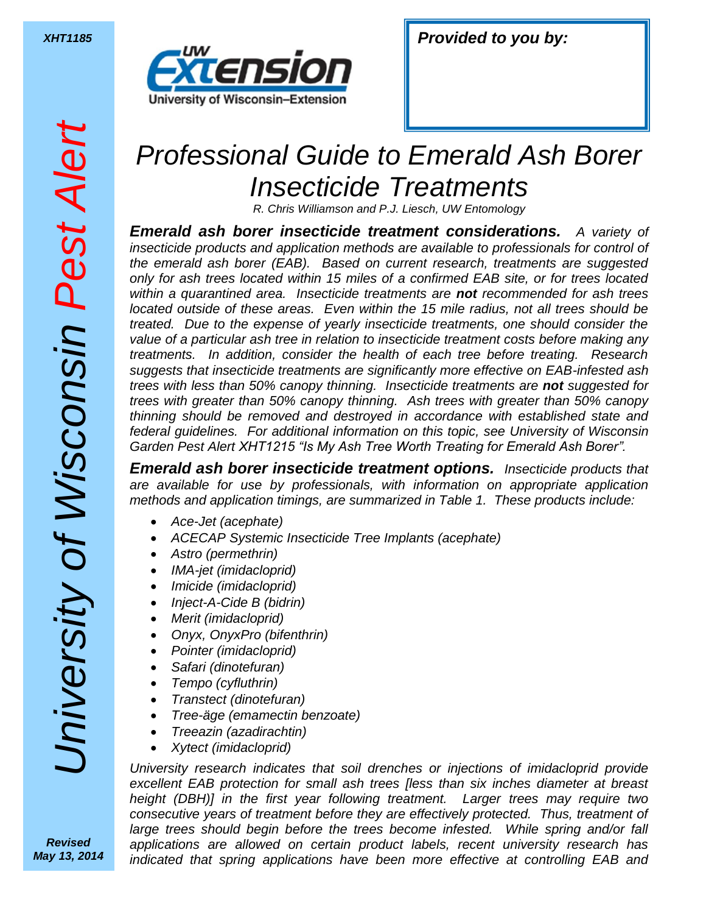XHT1185

University of Wisconsin Pest Alert

**Provided to you by:**

# *Professional Guide to Emerald Ash Borer Insecticide Treatments*

*R. Chris Williamson and P.J. Liesch, UW Entomology*

***Emerald ash borer insecticide treatment considerations.*** *A variety of insecticide products and application methods are available to professionals for control of the emerald ash borer (EAB). Based on current research, treatments are suggested only for ash trees located within 15 miles of a confirmed EAB site, or for trees located within a quarantined area. Insecticide treatments are **not** recommended for ash trees located outside of these areas. Even within the 15 mile radius, not all trees should be treated. Due to the expense of yearly insecticide treatments, one should consider the value of a particular ash tree in relation to insecticide treatment costs before making any treatments. In addition, consider the health of each tree before treating. Research suggests that insecticide treatments are significantly more effective on EAB-infested ash trees with less than 50% canopy thinning. Insecticide treatments are **not** suggested for trees with greater than 50% canopy thinning. Ash trees with greater than 50% canopy thinning should be removed and destroyed in accordance with established state and federal guidelines. For additional information on this topic, see University of Wisconsin Garden Pest Alert XHT1215 "Is My Ash Tree Worth Treating for Emerald Ash Borer".*

***Emerald ash borer insecticide treatment options.*** *Insecticide products that are available for use by professionals, with information on appropriate application methods and application timings, are summarized in Table 1. These products include:*

- *Ace-Jet (acephate)*
- *ACECAP Systemic Insecticide Tree Implants (acephate)*
- *Astro (permethrin)*
- *IMA-jet (imidacloprid)*
- *Imicide (imidacloprid)*
- *Inject-A-Cide B (bidrin)*
- *Merit (imidacloprid)*
- *Onyx, OnyxPro (bifenthrin)*
- *Pointer (imidacloprid)*
- *Safari (dinotefuran)*
- *Tempo (cyfluthrin)*
- *Transtect (dinotefuran)*
- *Tree-äge (emamectin benzoate)*
- *Treeazin (azadirachtin)*
- *Xytect (imidacloprid)*

*University research indicates that soil drenches or injections of imidacloprid provide excellent EAB protection for small ash trees [less than six inches diameter at breast height (DBH)] in the first year following treatment. Larger trees may require two consecutive years of treatment before they are effectively protected. Thus, treatment of large trees should begin before the trees become infested. While spring and/or fall applications are allowed on certain product labels, recent university research has indicated that spring applications have been more effective at controlling EAB and*

*Revised May 13, 2014*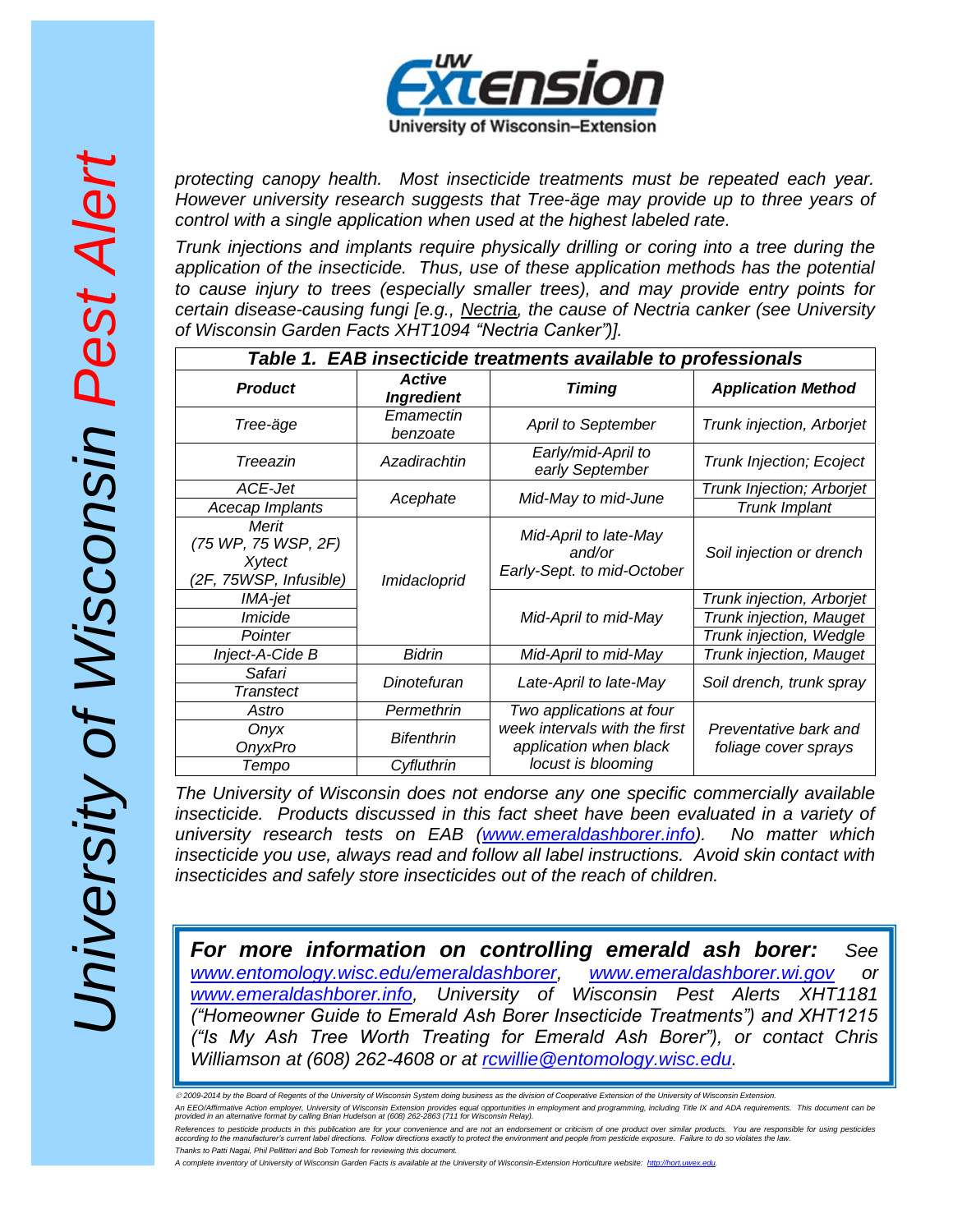*protecting canopy health. Most insecticide treatments must be repeated each year. However university research suggests that Tree-äge may provide up to three years of control with a single application when used at the highest labeled rate.*

*Trunk injections and implants require physically drilling or coring into a tree during the application of the insecticide. Thus, use of these application methods has the potential to cause injury to trees (especially smaller trees), and may provide entry points for certain disease-causing fungi [e.g., Nectria, the cause of Nectria canker (see University of Wisconsin Garden Facts XHT1094 "Nectria Canker")].*

**Table 1. EAB insecticide treatments available to professionals**

| Product | Active Ingredient | Timing | Application Method |
|---|---|---|---|
| Tree-äge | Emamectin benzoate | April to September | Trunk injection, Arborjet |
| Treeazin | Azadirachtin | Early/mid-April to early September | Trunk Injection; Ecoject |
| ACE-Jet | Acephate | Mid-May to mid-June | Trunk Injection; Arborjet |
| Acecap Implants | | | Trunk Implant |
| Merit (75 WP, 75 WSP, 2F) Xytect (2F, 75WSP, Infusible) | Imidacloprid | Mid-April to late-May and/or Early-Sept. to mid-October | Soil injection or drench |
| IMA-jet | | Mid-April to mid-May | Trunk injection, Arborjet |
| Imicide | | | Trunk injection, Mauget |
| Pointer | | | Trunk injection, Wedgle |
| Inject-A-Cide B | Bidrin | Mid-April to mid-May | Trunk injection, Mauget |
| Safari Transtect | Dinotefuran | Late-April to late-May | Soil drench, trunk spray |
| Astro | Permethrin | Two applications at four week intervals with the first application when black locust is blooming | Preventative bark and foliage cover sprays |
| Onyx OnyxPro | Bifenthrin | | |
| Tempo | Cyfluthrin | | |

*The University of Wisconsin does not endorse any one specific commercially available insecticide. Products discussed in this fact sheet have been evaluated in a variety of university research tests on EAB (www.emeraldashborer.info). No matter which insecticide you use, always read and follow all label instructions. Avoid skin contact with insecticides and safely store insecticides out of the reach of children.*

***For more information on controlling emerald ash borer:*** *See www.entomology.wisc.edu/emeraldashborer, www.emeraldashborer.wi.gov or www.emeraldashborer.info, University of Wisconsin Pest Alerts XHT1181 ("Homeowner Guide to Emerald Ash Borer Insecticide Treatments") and XHT1215 ("Is My Ash Tree Worth Treating for Emerald Ash Borer"), or contact Chris Williamson at (608) 262-4608 or at rcwillie@entomology.wisc.edu.*

© 2009-2014 by the Board of Regents of the University of Wisconsin System doing business as the division of Cooperative Extension of the University of Wisconsin Extension.

An EEO/Affirmative Action employer, University of Wisconsin Extension provides equal opportunities in employment and programming, including Title IX and ADA requirements. This document can be provided in an alternative format by calling Brian Hudelson at (608) 262-2863 (711 for Wisconsin Relay).

References to pesticide products in this publication are for your convenience and are not an endorsement or criticism of one product over similar products. You are responsible for using pesticides according to the manufacturer's current label directions. Follow directions exactly to protect the environment and people from pesticide exposure. Failure to do so violates the law.

Thanks to Patti Nagai, Phil Pellitteri and Bob Tomesh for reviewing this document.

A complete inventory of University of Wisconsin Garden Facts is available at the University of Wisconsin-Extension Horticulture website: http://hort.uwex.edu.